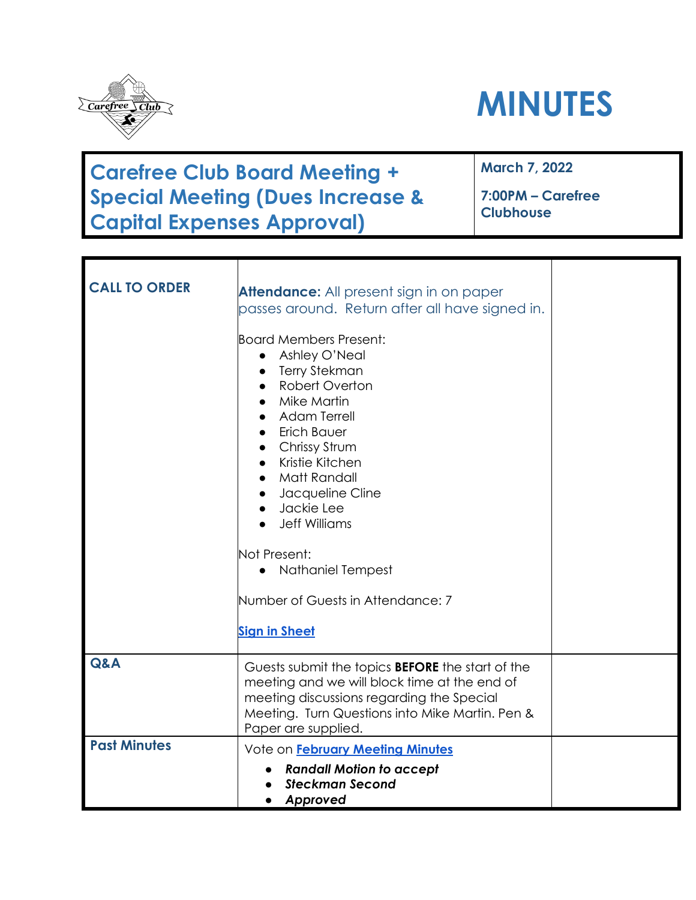# MINUTES

| Carefree Club Board Meeting + Special Meeting (Dues Increase & Capital Expenses Approval) | March 7, 2022<br><br>7:00PM – Carefree Clubhouse |
|---|---|

| | | |
|---|---|---|
| **CALL TO ORDER** | **Attendance:** All present sign in on paper passes around. Return after all have signed in.<br><br>Board Members Present:<br>• Ashley O'Neal<br>• Terry Stekman<br>• Robert Overton<br>• Mike Martin<br>• Adam Terrell<br>• Erich Bauer<br>• Chrissy Strum<br>• Kristie Kitchen<br>• Matt Randall<br>• Jacqueline Cline<br>• Jackie Lee<br>• Jeff Williams<br><br>Not Present:<br>• Nathaniel Tempest<br><br>Number of Guests in Attendance: 7<br><br>**Sign in Sheet** | |
| **Q&A** | Guests submit the topics **BEFORE** the start of the meeting and we will block time at the end of meeting discussions regarding the Special Meeting. Turn Questions into Mike Martin. Pen & Paper are supplied. | |
| **Past Minutes** | Vote on **February Meeting Minutes**<br>• ***Randall Motion to accept***<br>• ***Steckman Second***<br>• ***Approved*** | |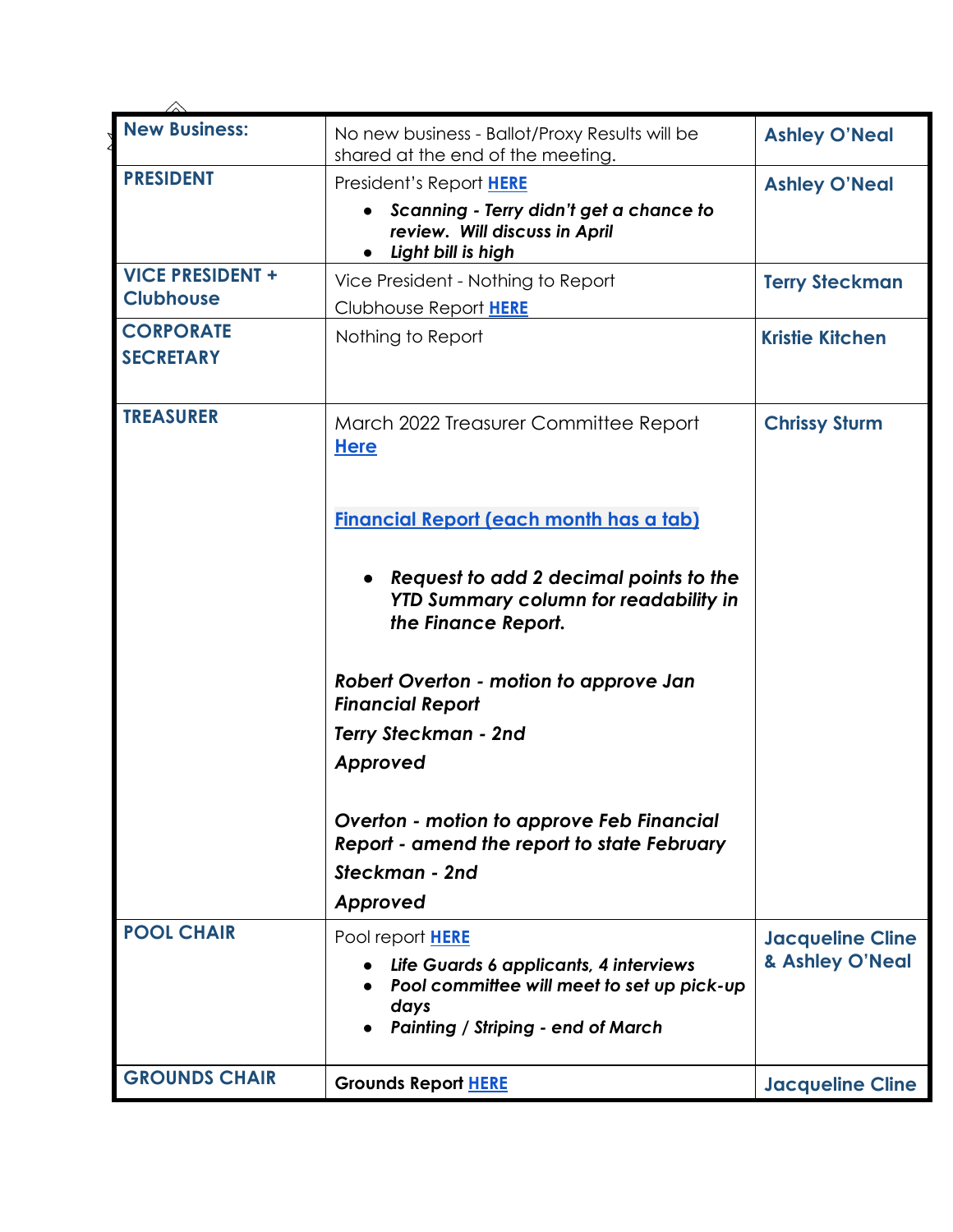| | | |
|---|---|---|
| **New Business:** | No new business - Ballot/Proxy Results will be shared at the end of the meeting. | **Ashley O'Neal** |
| **PRESIDENT** | President's Report **HERE**<br>• ***Scanning - Terry didn't get a chance to review. Will discuss in April***<br>• ***Light bill is high*** | **Ashley O'Neal** |
| **VICE PRESIDENT + Clubhouse** | Vice President - Nothing to Report<br>Clubhouse Report **HERE** | **Terry Steckman** |
| **CORPORATE SECRETARY** | Nothing to Report | **Kristie Kitchen** |
| **TREASURER** | March 2022 Treasurer Committee Report **Here**<br><br>**Financial Report (each month has a tab)**<br><br>• ***Request to add 2 decimal points to the YTD Summary column for readability in the Finance Report.***<br><br>***Robert Overton - motion to approve Jan Financial Report***<br>***Terry Steckman - 2nd***<br>***Approved***<br><br>***Overton - motion to approve Feb Financial Report - amend the report to state February***<br>***Steckman - 2nd***<br>***Approved*** | **Chrissy Sturm** |
| **POOL CHAIR** | Pool report **HERE**<br>• ***Life Guards 6 applicants, 4 interviews***<br>• ***Pool committee will meet to set up pick-up days***<br>• ***Painting / Striping - end of March*** | **Jacqueline Cline & Ashley O'Neal** |
| **GROUNDS CHAIR** | **Grounds Report HERE** | **Jacqueline Cline** |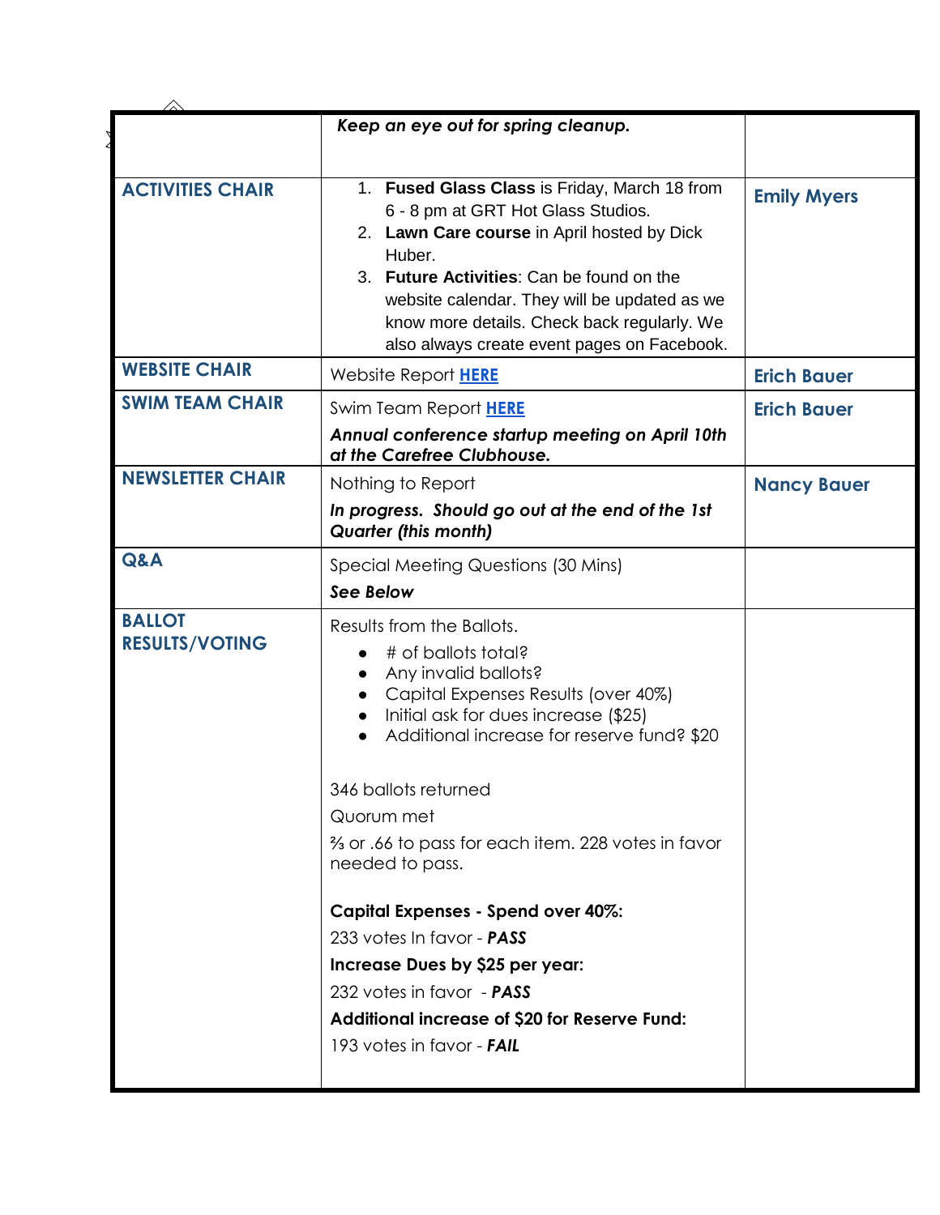| | | |
|---|---|---|
| | ***Keep an eye out for spring cleanup.*** | |
| **ACTIVITIES CHAIR** | 1. **Fused Glass Class** is Friday, March 18 from 6 - 8 pm at GRT Hot Glass Studios.<br>2. **Lawn Care course** in April hosted by Dick Huber.<br>3. **Future Activities**: Can be found on the website calendar. They will be updated as we know more details. Check back regularly. We also always create event pages on Facebook. | **Emily Myers** |
| **WEBSITE CHAIR** | Website Report **HERE** | **Erich Bauer** |
| **SWIM TEAM CHAIR** | Swim Team Report **HERE**<br>***Annual conference startup meeting on April 10th at the Carefree Clubhouse.*** | **Erich Bauer** |
| **NEWSLETTER CHAIR** | Nothing to Report<br>***In progress. Should go out at the end of the 1st Quarter (this month)*** | **Nancy Bauer** |
| **Q&A** | Special Meeting Questions (30 Mins)<br>***See Below*** | |
| **BALLOT RESULTS/VOTING** | Results from the Ballots.<br>• # of ballots total?<br>• Any invalid ballots?<br>• Capital Expenses Results (over 40%)<br>• Initial ask for dues increase ($25)<br>• Additional increase for reserve fund? $20<br><br>346 ballots returned<br>Quorum met<br>⅔ or .66 to pass for each item. 228 votes in favor needed to pass.<br><br>**Capital Expenses - Spend over 40%:**<br>233 votes In favor - ***PASS***<br>**Increase Dues by $25 per year:**<br>232 votes in favor - ***PASS***<br>**Additional increase of $20 for Reserve Fund:**<br>193 votes in favor - ***FAIL*** | |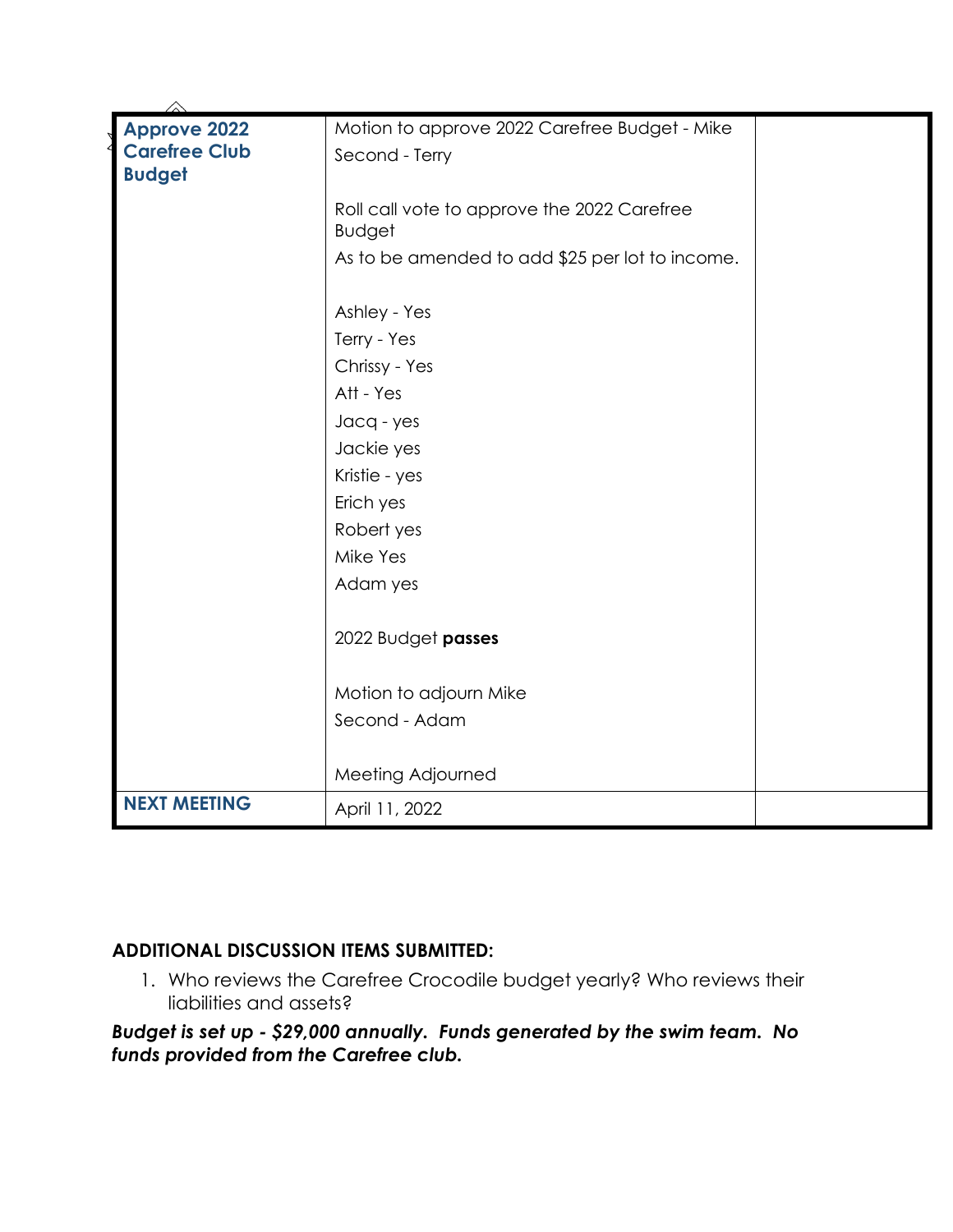| Approve 2022 Carefree Club Budget | Motion to approve 2022 Carefree Budget - Mike<br>Second - Terry<br><br>Roll call vote to approve the 2022 Carefree Budget<br>As to be amended to add $25 per lot to income.<br><br>Ashley - Yes<br>Terry - Yes<br>Chrissy - Yes<br>Att - Yes<br>Jacq - yes<br>Jackie yes<br>Kristie - yes<br>Erich yes<br>Robert yes<br>Mike Yes<br>Adam yes<br><br>2022 Budget **passes**<br><br>Motion to adjourn Mike<br>Second - Adam<br><br>Meeting Adjourned | |
|---|---|---|
| **NEXT MEETING** | April 11, 2022 | |

**ADDITIONAL DISCUSSION ITEMS SUBMITTED:**

1. Who reviews the Carefree Crocodile budget yearly? Who reviews their liabilities and assets?

***Budget is set up - $29,000 annually. Funds generated by the swim team. No funds provided from the Carefree club.***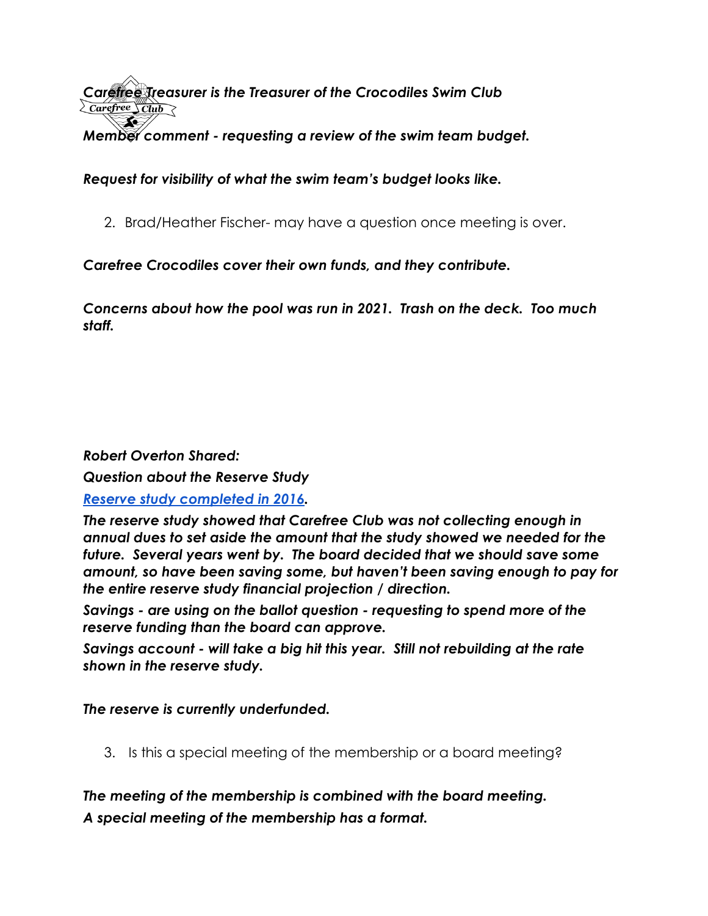***Carefree Treasurer is the Treasurer of the Crocodiles Swim Club***

***Member comment - requesting a review of the swim team budget.***

***Request for visibility of what the swim team's budget looks like.***

2. Brad/Heather Fischer- may have a question once meeting is over.

***Carefree Crocodiles cover their own funds, and they contribute.***

***Concerns about how the pool was run in 2021. Trash on the deck. Too much staff.***

***Robert Overton Shared:***

***Question about the Reserve Study***

***Reserve study completed in 2016.***

***The reserve study showed that Carefree Club was not collecting enough in annual dues to set aside the amount that the study showed we needed for the future. Several years went by. The board decided that we should save some amount, so have been saving some, but haven't been saving enough to pay for the entire reserve study financial projection / direction.***

***Savings - are using on the ballot question - requesting to spend more of the reserve funding than the board can approve.***

***Savings account - will take a big hit this year. Still not rebuilding at the rate shown in the reserve study.***

***The reserve is currently underfunded.***

3. Is this a special meeting of the membership or a board meeting?

***The meeting of the membership is combined with the board meeting.***

***A special meeting of the membership has a format.***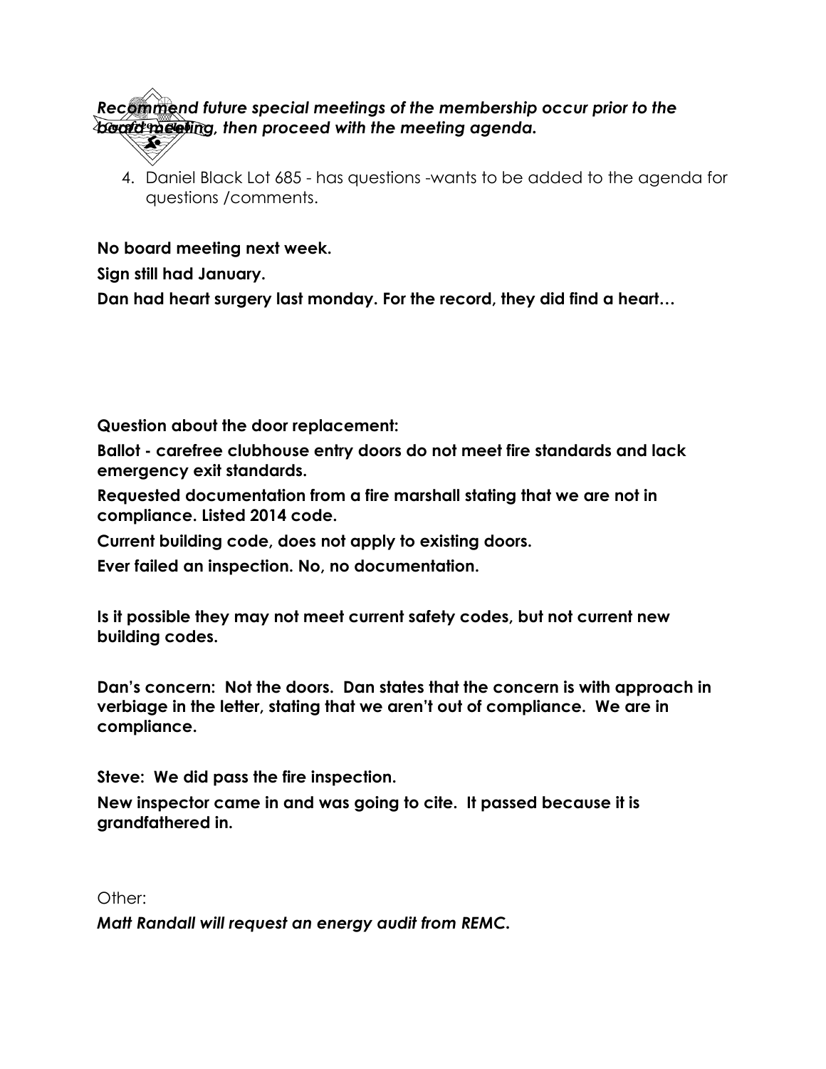***Recommend future special meetings of the membership occur prior to the board meeting, then proceed with the meeting agenda.***

4. Daniel Black Lot 685 - has questions -wants to be added to the agenda for questions /comments.

**No board meeting next week.**

**Sign still had January.**

**Dan had heart surgery last monday. For the record, they did find a heart…**

**Question about the door replacement:**

**Ballot - carefree clubhouse entry doors do not meet fire standards and lack emergency exit standards.**

**Requested documentation from a fire marshall stating that we are not in compliance. Listed 2014 code.**

**Current building code, does not apply to existing doors.**

**Ever failed an inspection. No, no documentation.**

**Is it possible they may not meet current safety codes, but not current new building codes.**

**Dan's concern: Not the doors. Dan states that the concern is with approach in verbiage in the letter, stating that we aren't out of compliance. We are in compliance.**

**Steve: We did pass the fire inspection.**

**New inspector came in and was going to cite. It passed because it is grandfathered in.**

Other:

***Matt Randall will request an energy audit from REMC.***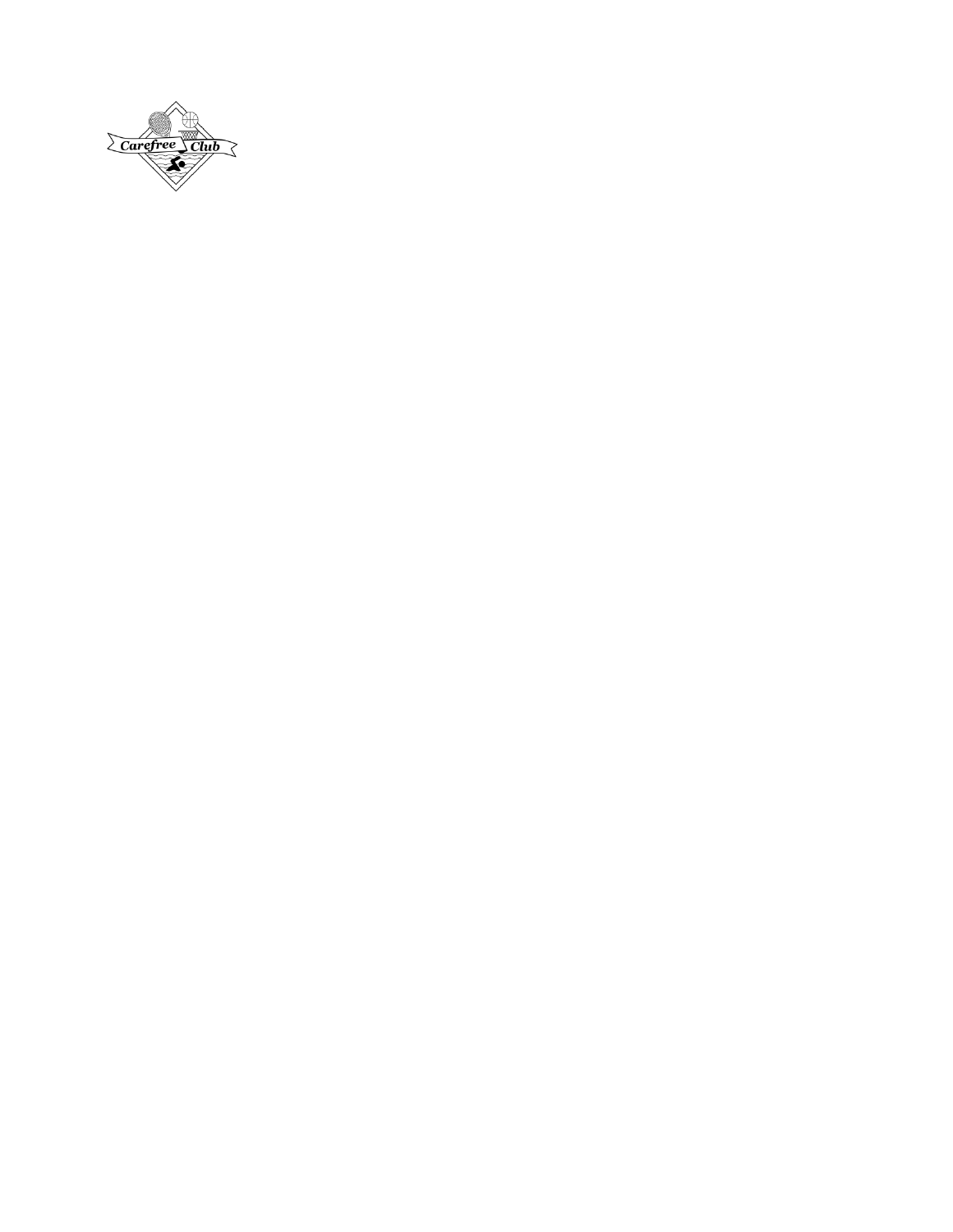Carefree Club